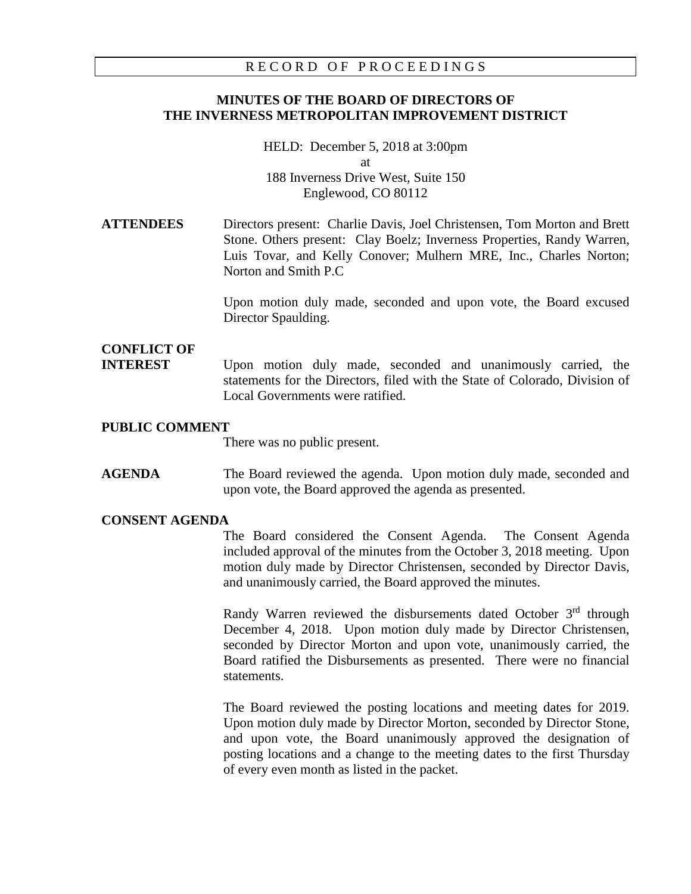RECORD OF PROCEEDINGS

# MINUTES OF THE BOARD OF DIRECTORS OF THE INVERNESS METROPOLITAN IMPROVEMENT DISTRICT

HELD: December 5, 2018 at 3:00pm
at
188 Inverness Drive West, Suite 150
Englewood, CO 80112

**ATTENDEES**

Directors present: Charlie Davis, Joel Christensen, Tom Morton and Brett Stone. Others present: Clay Boelz; Inverness Properties, Randy Warren, Luis Tovar, and Kelly Conover; Mulhern MRE, Inc., Charles Norton; Norton and Smith P.C

Upon motion duly made, seconded and upon vote, the Board excused Director Spaulding.

**CONFLICT OF INTEREST**

Upon motion duly made, seconded and unanimously carried, the statements for the Directors, filed with the State of Colorado, Division of Local Governments were ratified.

**PUBLIC COMMENT**

There was no public present.

**AGENDA**

The Board reviewed the agenda. Upon motion duly made, seconded and upon vote, the Board approved the agenda as presented.

**CONSENT AGENDA**

The Board considered the Consent Agenda. The Consent Agenda included approval of the minutes from the October 3, 2018 meeting. Upon motion duly made by Director Christensen, seconded by Director Davis, and unanimously carried, the Board approved the minutes.

Randy Warren reviewed the disbursements dated October 3rd through December 4, 2018. Upon motion duly made by Director Christensen, seconded by Director Morton and upon vote, unanimously carried, the Board ratified the Disbursements as presented. There were no financial statements.

The Board reviewed the posting locations and meeting dates for 2019. Upon motion duly made by Director Morton, seconded by Director Stone, and upon vote, the Board unanimously approved the designation of posting locations and a change to the meeting dates to the first Thursday of every even month as listed in the packet.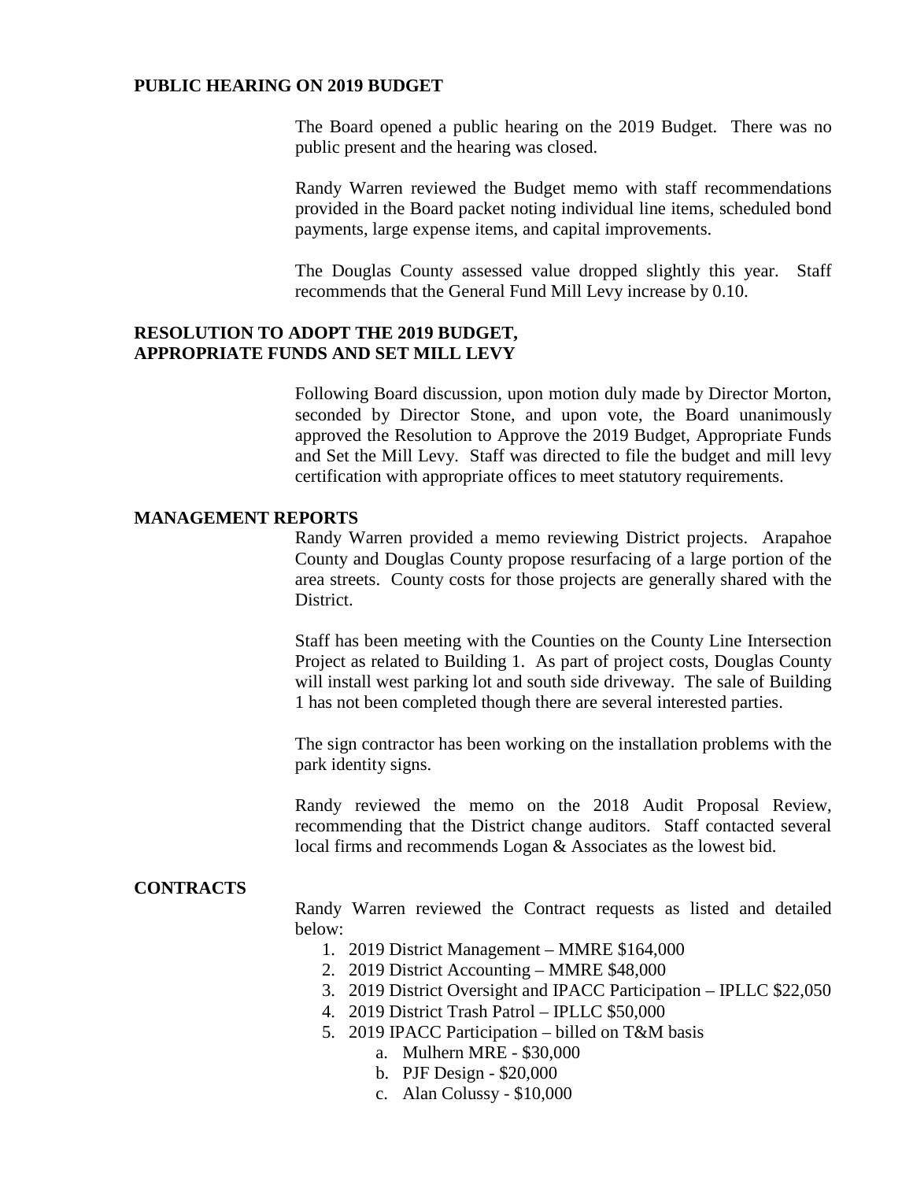**PUBLIC HEARING ON 2019 BUDGET**

The Board opened a public hearing on the 2019 Budget. There was no public present and the hearing was closed.

Randy Warren reviewed the Budget memo with staff recommendations provided in the Board packet noting individual line items, scheduled bond payments, large expense items, and capital improvements.

The Douglas County assessed value dropped slightly this year. Staff recommends that the General Fund Mill Levy increase by 0.10.

**RESOLUTION TO ADOPT THE 2019 BUDGET, APPROPRIATE FUNDS AND SET MILL LEVY**

Following Board discussion, upon motion duly made by Director Morton, seconded by Director Stone, and upon vote, the Board unanimously approved the Resolution to Approve the 2019 Budget, Appropriate Funds and Set the Mill Levy. Staff was directed to file the budget and mill levy certification with appropriate offices to meet statutory requirements.

**MANAGEMENT REPORTS**

Randy Warren provided a memo reviewing District projects. Arapahoe County and Douglas County propose resurfacing of a large portion of the area streets. County costs for those projects are generally shared with the District.

Staff has been meeting with the Counties on the County Line Intersection Project as related to Building 1. As part of project costs, Douglas County will install west parking lot and south side driveway. The sale of Building 1 has not been completed though there are several interested parties.

The sign contractor has been working on the installation problems with the park identity signs.

Randy reviewed the memo on the 2018 Audit Proposal Review, recommending that the District change auditors. Staff contacted several local firms and recommends Logan & Associates as the lowest bid.

**CONTRACTS**

Randy Warren reviewed the Contract requests as listed and detailed below:

1. 2019 District Management – MMRE $164,000
2. 2019 District Accounting – MMRE $48,000
3. 2019 District Oversight and IPACC Participation – IPLLC $22,050
4. 2019 District Trash Patrol – IPLLC $50,000
5. 2019 IPACC Participation – billed on T&M basis
   a. Mulhern MRE - $30,000
   b. PJF Design - $20,000
   c. Alan Colussy - $10,000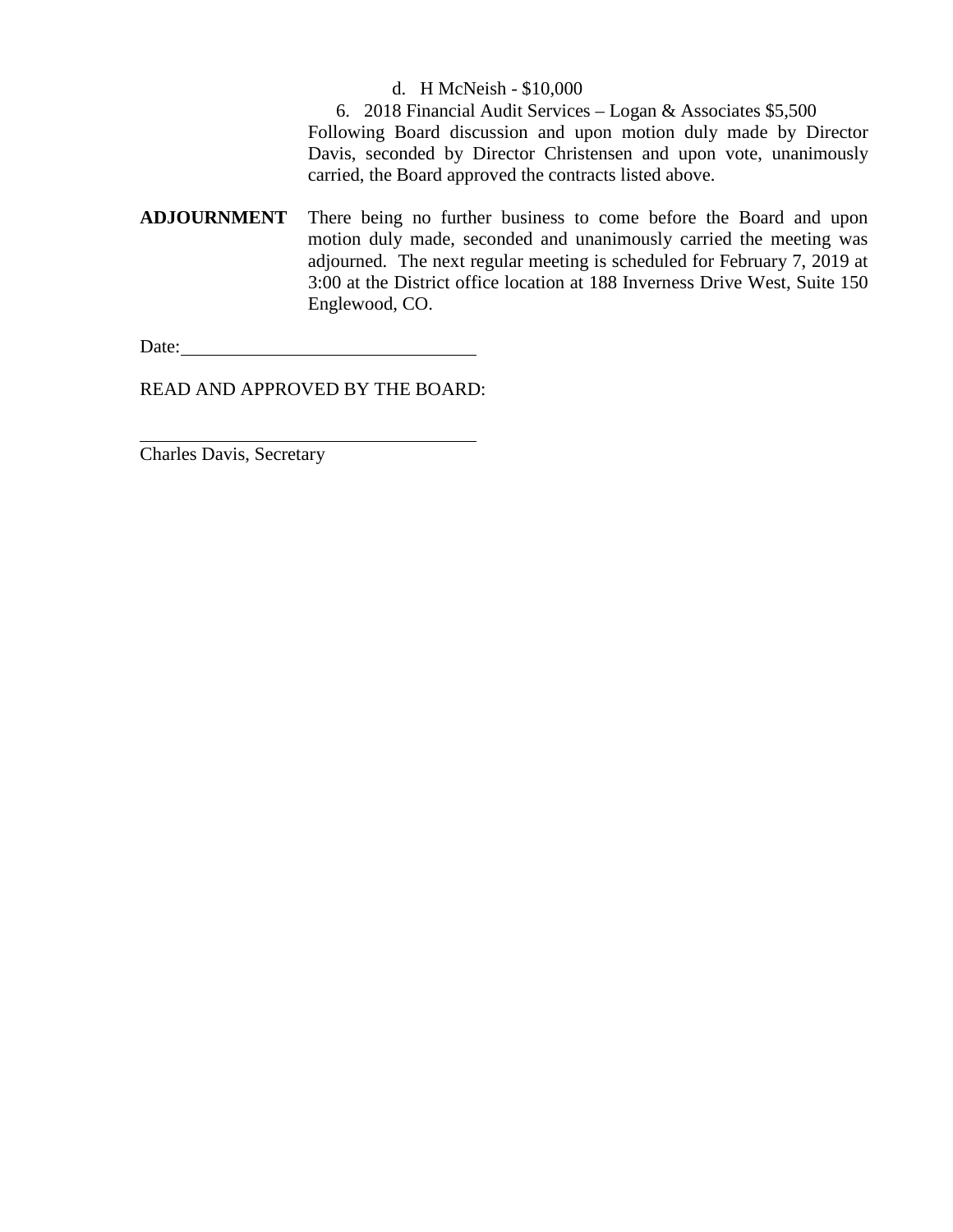d. H McNeish - $10,000

6. 2018 Financial Audit Services – Logan & Associates $5,500

Following Board discussion and upon motion duly made by Director Davis, seconded by Director Christensen and upon vote, unanimously carried, the Board approved the contracts listed above.

**ADJOURNMENT** There being no further business to come before the Board and upon motion duly made, seconded and unanimously carried the meeting was adjourned. The next regular meeting is scheduled for February 7, 2019 at 3:00 at the District office location at 188 Inverness Drive West, Suite 150 Englewood, CO.

Date:\_\_\_\_\_\_\_\_\_\_\_\_\_\_\_\_\_\_\_\_\_\_\_\_\_\_\_\_\_\_

READ AND APPROVED BY THE BOARD:

\_\_\_\_\_\_\_\_\_\_\_\_\_\_\_\_\_\_\_\_\_\_\_\_\_\_\_\_\_\_\_\_\_\_\_\_

Charles Davis, Secretary